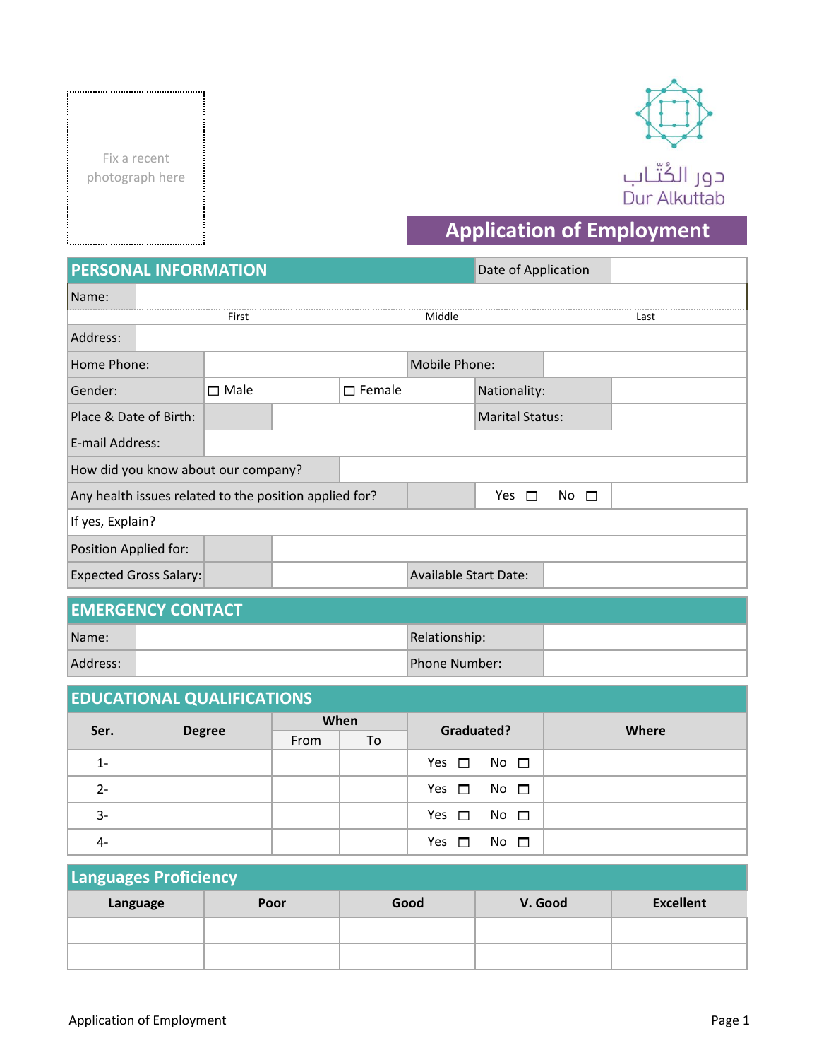Fix a recent photograph here

دور الكُتّاب
Dur Alkuttab

# Application of Employment

## PERSONAL INFORMATION

| | | | |
|---|---|---|---|
| Date of Application | | | |
| Name: | First | Middle | Last |
| Address: | | | |
| Home Phone: | | Mobile Phone: | |
| Gender: | ☐ Male ☐ Female | Nationality: | |
| Place & Date of Birth: | | Marital Status: | |
| E-mail Address: | | | |
| How did you know about our company? | | | |
| Any health issues related to the position applied for? | Yes ☐ No ☐ | | |
| If yes, Explain? | | | |
| Position Applied for: | | | |
| Expected Gross Salary: | | Available Start Date: | |

## EMERGENCY CONTACT

| | | | |
|---|---|---|---|
| Name: | | Relationship: | |
| Address: | | Phone Number: | |

## EDUCATIONAL QUALIFICATIONS

| Ser. | Degree | When | | Graduated? | Where |
|---|---|---|---|---|---|
| | | From | To | | |
| 1- | | | | Yes ☐ No ☐ | |
| 2- | | | | Yes ☐ No ☐ | |
| 3- | | | | Yes ☐ No ☐ | |
| 4- | | | | Yes ☐ No ☐ | |

## Languages Proficiency

| Language | Poor | Good | V. Good | Excellent |
|---|---|---|---|---|
| | | | | |
| | | | | |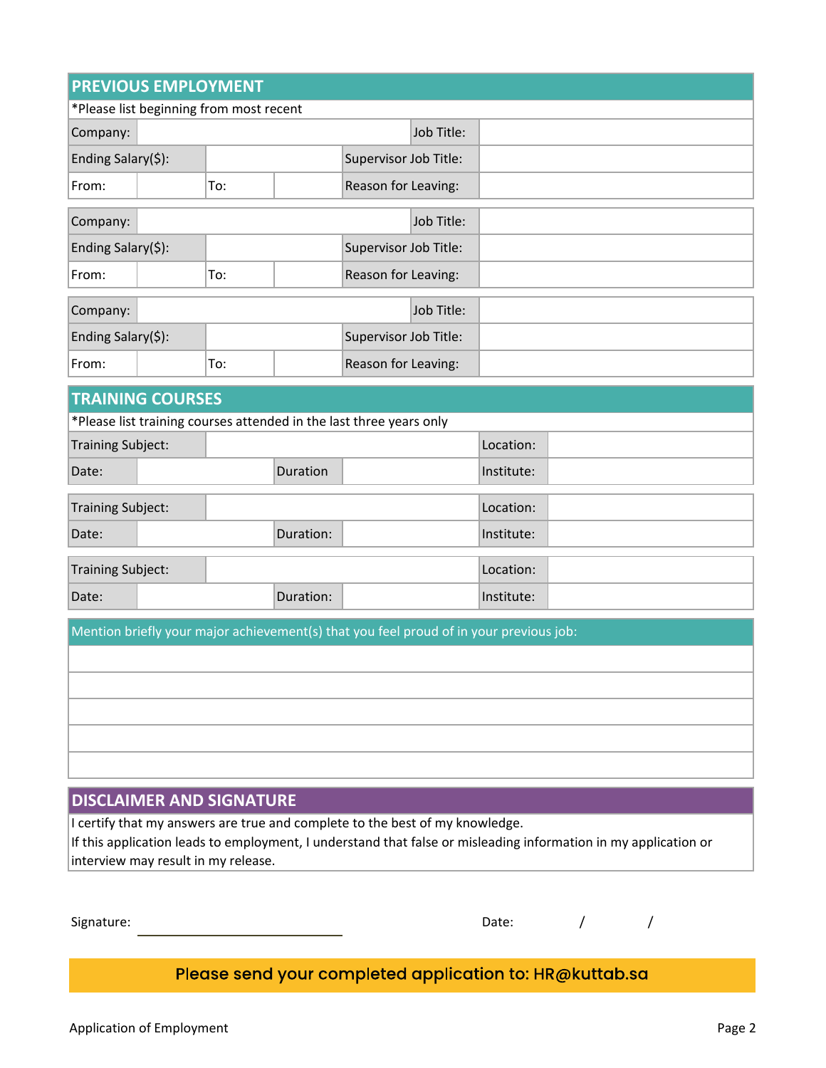## PREVIOUS EMPLOYMENT

*Please list beginning from most recent

| | | | | | |
|---|---|---|---|---|---|
| Company: | | | | Job Title: | |
| Ending Salary($): | | | | Supervisor Job Title: | |
| From: | | To: | | Reason for Leaving: | |

| | | | | | |
|---|---|---|---|---|---|
| Company: | | | | Job Title: | |
| Ending Salary($): | | | | Supervisor Job Title: | |
| From: | | To: | | Reason for Leaving: | |

| | | | | | |
|---|---|---|---|---|---|
| Company: | | | | Job Title: | |
| Ending Salary($): | | | | Supervisor Job Title: | |
| From: | | To: | | Reason for Leaving: | |

## TRAINING COURSES

*Please list training courses attended in the last three years only

| | | | | | |
|---|---|---|---|---|---|
| Training Subject: | | | | Location: | |
| Date: | | Duration | | Institute: | |

| | | | | | |
|---|---|---|---|---|---|
| Training Subject: | | | | Location: | |
| Date: | | Duration: | | Institute: | |

| | | | | | |
|---|---|---|---|---|---|
| Training Subject: | | | | Location: | |
| Date: | | Duration: | | Institute: | |

Mention briefly your major achievement(s) that you feel proud of in your previous job:

## DISCLAIMER AND SIGNATURE

I certify that my answers are true and complete to the best of my knowledge.
If this application leads to employment, I understand that false or misleading information in my application or interview may result in my release.

Signature: ______________________ Date: / /

**Please send your completed application to: HR@kuttab.sa**